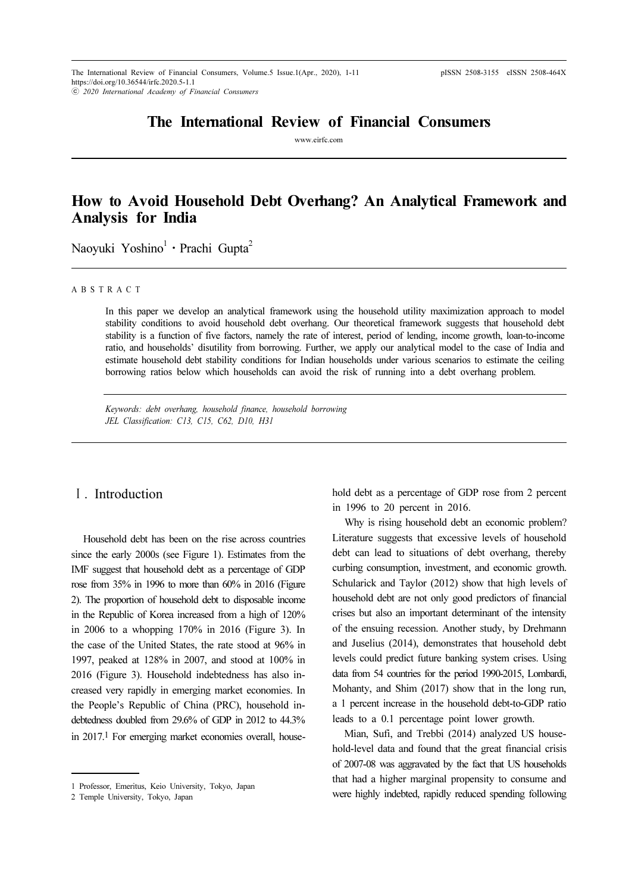# The International Review of Financial Consumers

www.eirfc.com

# How to Avoid Household Debt Overhang? An Analytical Framework and Analysis for India

Naoyuki Yoshino[1] · Prachi Gupta[2]

## ABSTRACT

In this paper we develop an analytical framework using the household utility maximization approach to model stability conditions to avoid household debt overhang. Our theoretical framework suggests that household debt stability is a function of five factors, namely the rate of interest, period of lending, income growth, loan-to-income ratio, and households' disutility from borrowing. Further, we apply our analytical model to the case of India and estimate household debt stability conditions for Indian households under various scenarios to estimate the ceiling borrowing ratios below which households can avoid the risk of running into a debt overhang problem.

*Keywords: debt overhang, household finance, household borrowing*
*JEL Classification: C13, C15, C62, D10, H31*

## Ⅰ. Introduction

Household debt has been on the rise across countries since the early 2000s (see Figure 1). Estimates from the IMF suggest that household debt as a percentage of GDP rose from 35% in 1996 to more than 60% in 2016 (Figure 2). The proportion of household debt to disposable income in the Republic of Korea increased from a high of 120% in 2006 to a whopping 170% in 2016 (Figure 3). In the case of the United States, the rate stood at 96% in 1997, peaked at 128% in 2007, and stood at 100% in 2016 (Figure 3). Household indebtedness has also increased very rapidly in emerging market economies. In the People's Republic of China (PRC), household indebtedness doubled from 29.6% of GDP in 2012 to 44.3% in 2017.[1] For emerging market economies overall, household debt as a percentage of GDP rose from 2 percent in 1996 to 20 percent in 2016.

Why is rising household debt an economic problem? Literature suggests that excessive levels of household debt can lead to situations of debt overhang, thereby curbing consumption, investment, and economic growth. Schularick and Taylor (2012) show that high levels of household debt are not only good predictors of financial crises but also an important determinant of the intensity of the ensuing recession. Another study, by Drehmann and Juselius (2014), demonstrates that household debt levels could predict future banking system crises. Using data from 54 countries for the period 1990-2015, Lombardi, Mohanty, and Shim (2017) show that in the long run, a 1 percent increase in the household debt-to-GDP ratio leads to a 0.1 percentage point lower growth.

Mian, Sufi, and Trebbi (2014) analyzed US household-level data and found that the great financial crisis of 2007-08 was aggravated by the fact that US households that had a higher marginal propensity to consume and were highly indebted, rapidly reduced spending following

---

1 Professor, Emeritus, Keio University, Tokyo, Japan
2 Temple University, Tokyo, Japan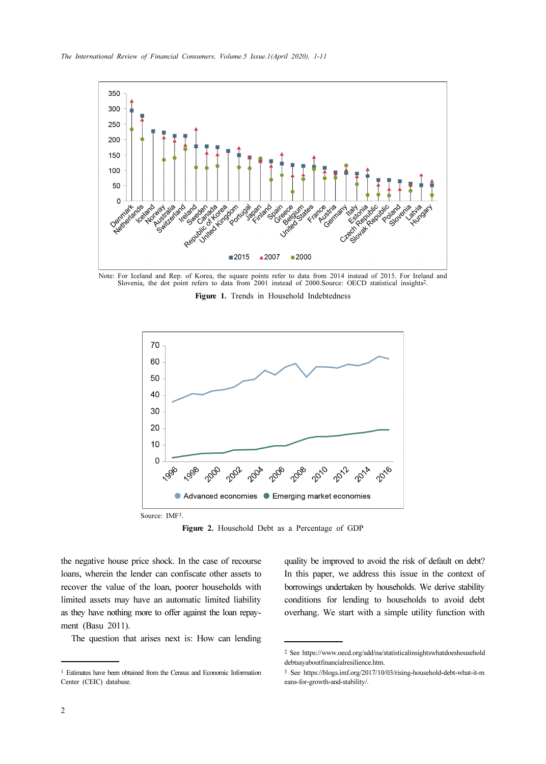Note: For Iceland and Rep. of Korea, the square points refer to data from 2014 instead of 2015. For Ireland and Slovenia, the dot point refers to data from 2001 instead of 2000.Source: OECD statistical insights[2].

**Figure 1.** Trends in Household Indebtedness

Source: IMF[3].

**Figure 2.** Household Debt as a Percentage of GDP

the negative house price shock. In the case of recourse loans, wherein the lender can confiscate other assets to recover the value of the loan, poorer households with limited assets may have an automatic limited liability as they have nothing more to offer against the loan repayment (Basu 2011).

The question that arises next is: How can lending quality be improved to avoid the risk of default on debt? In this paper, we address this issue in the context of borrowings undertaken by households. We derive stability conditions for lending to households to avoid debt overhang. We start with a simple utility function with

---

[1] Estimates have been obtained from the Census and Economic Information Center (CEIC) database.

[2] See https://www.oecd.org/sdd/na/statisticalinsightswhatdoeshouseholddebtsayaboutfinancialresilience.htm.

[3] See https://blogs.imf.org/2017/10/03/rising-household-debt-what-it-means-for-growth-and-stability/.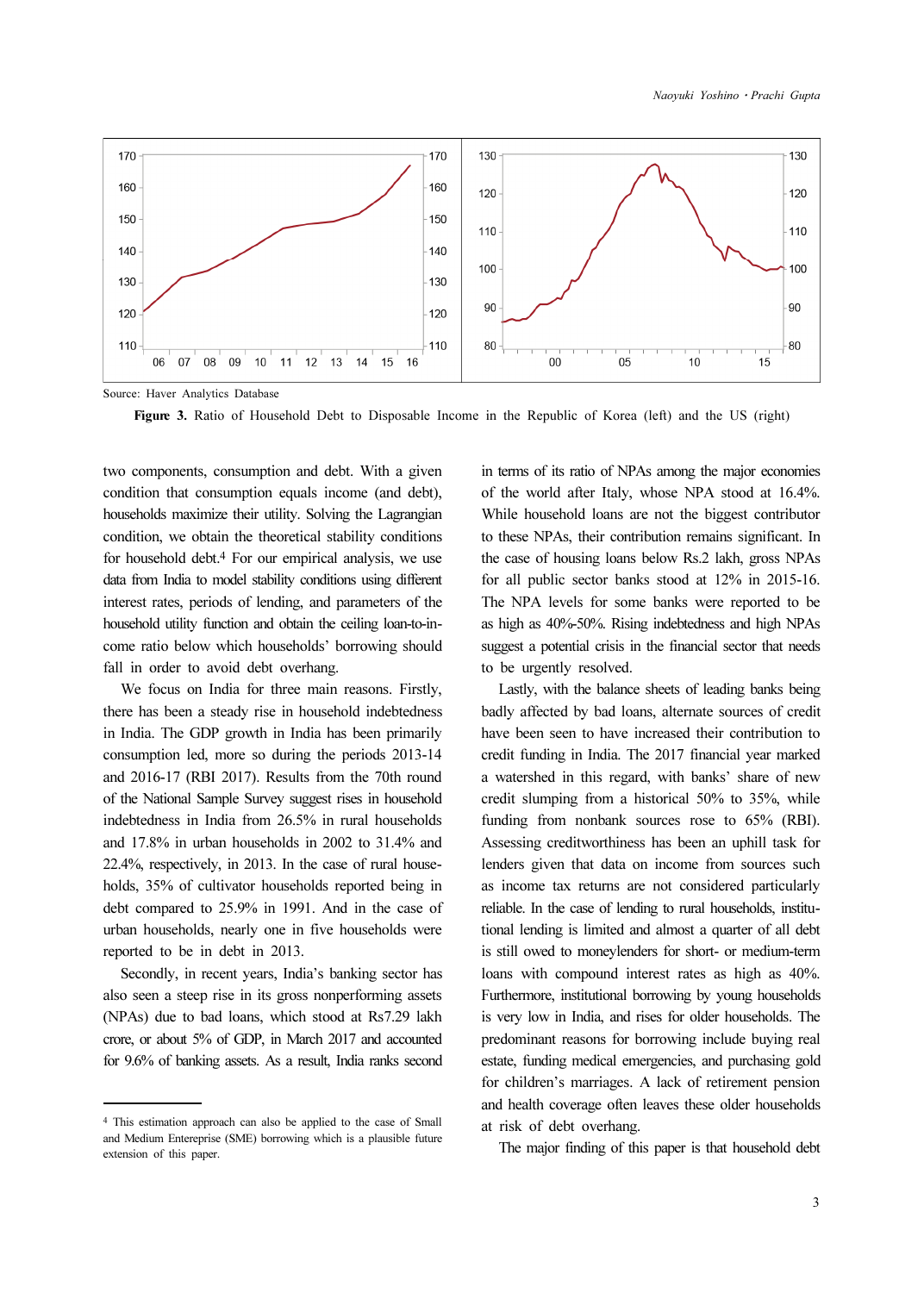Source: Haver Analytics Database

**Figure 3.** Ratio of Household Debt to Disposable Income in the Republic of Korea (left) and the US (right)

two components, consumption and debt. With a given condition that consumption equals income (and debt), households maximize their utility. Solving the Lagrangian condition, we obtain the theoretical stability conditions for household debt.[4] For our empirical analysis, we use data from India to model stability conditions using different interest rates, periods of lending, and parameters of the household utility function and obtain the ceiling loan-to-income ratio below which households' borrowing should fall in order to avoid debt overhang.

We focus on India for three main reasons. Firstly, there has been a steady rise in household indebtedness in India. The GDP growth in India has been primarily consumption led, more so during the periods 2013-14 and 2016-17 (RBI 2017). Results from the 70th round of the National Sample Survey suggest rises in household indebtedness in India from 26.5% in rural households and 17.8% in urban households in 2002 to 31.4% and 22.4%, respectively, in 2013. In the case of rural households, 35% of cultivator households reported being in debt compared to 25.9% in 1991. And in the case of urban households, nearly one in five households were reported to be in debt in 2013.

Secondly, in recent years, India's banking sector has also seen a steep rise in its gross nonperforming assets (NPAs) due to bad loans, which stood at Rs7.29 lakh crore, or about 5% of GDP, in March 2017 and accounted for 9.6% of banking assets. As a result, India ranks second in terms of its ratio of NPAs among the major economies of the world after Italy, whose NPA stood at 16.4%. While household loans are not the biggest contributor to these NPAs, their contribution remains significant. In the case of housing loans below Rs.2 lakh, gross NPAs for all public sector banks stood at 12% in 2015-16. The NPA levels for some banks were reported to be as high as 40%-50%. Rising indebtedness and high NPAs suggest a potential crisis in the financial sector that needs to be urgently resolved.

Lastly, with the balance sheets of leading banks being badly affected by bad loans, alternate sources of credit have been seen to have increased their contribution to credit funding in India. The 2017 financial year marked a watershed in this regard, with banks' share of new credit slumping from a historical 50% to 35%, while funding from nonbank sources rose to 65% (RBI). Assessing creditworthiness has been an uphill task for lenders given that data on income from sources such as income tax returns are not considered particularly reliable. In the case of lending to rural households, institutional lending is limited and almost a quarter of all debt is still owed to moneylenders for short- or medium-term loans with compound interest rates as high as 40%. Furthermore, institutional borrowing by young households is very low in India, and rises for older households. The predominant reasons for borrowing include buying real estate, funding medical emergencies, and purchasing gold for children's marriages. A lack of retirement pension and health coverage often leaves these older households at risk of debt overhang.

The major finding of this paper is that household debt

[4] This estimation approach can also be applied to the case of Small and Medium Entereprise (SME) borrowing which is a plausible future extension of this paper.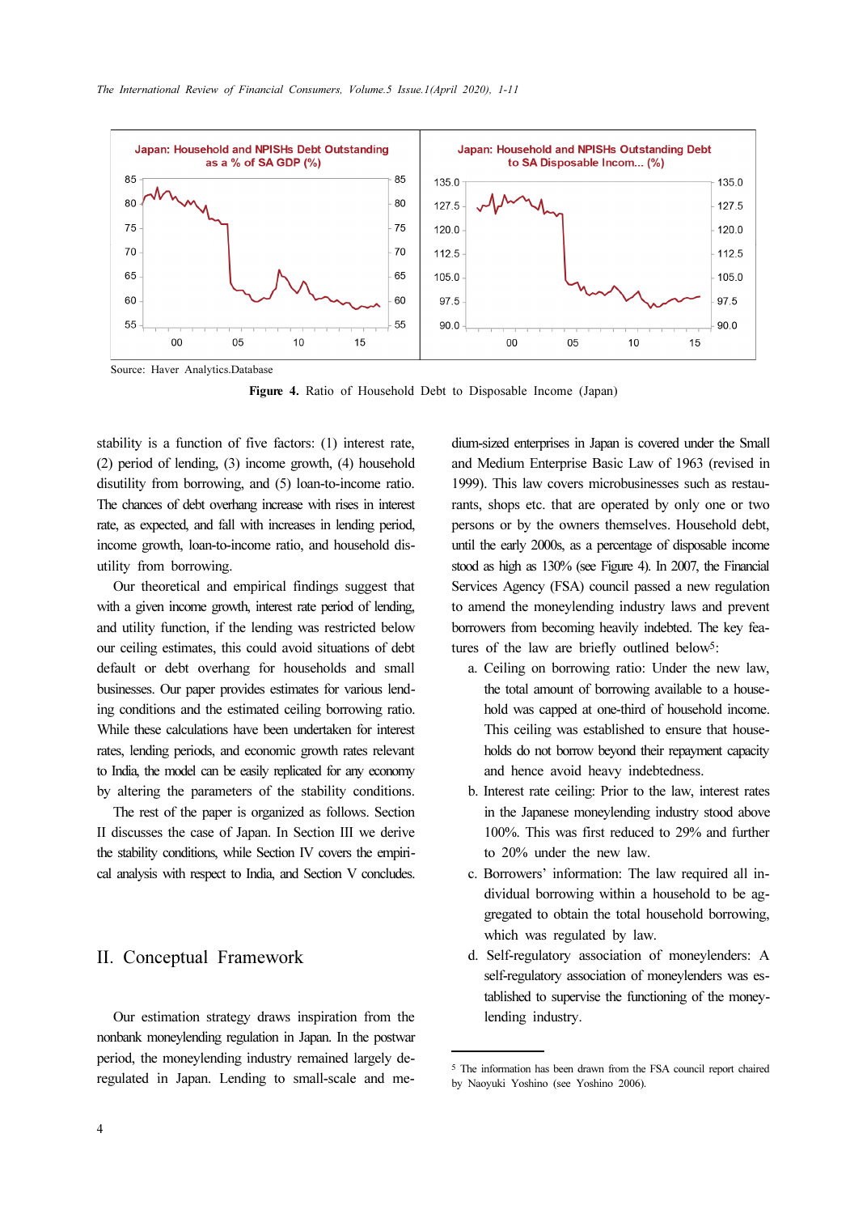Source: Haver Analytics.Database

**Figure 4.** Ratio of Household Debt to Disposable Income (Japan)

stability is a function of five factors: (1) interest rate, (2) period of lending, (3) income growth, (4) household disutility from borrowing, and (5) loan-to-income ratio. The chances of debt overhang increase with rises in interest rate, as expected, and fall with increases in lending period, income growth, loan-to-income ratio, and household disutility from borrowing.

Our theoretical and empirical findings suggest that with a given income growth, interest rate period of lending, and utility function, if the lending was restricted below our ceiling estimates, this could avoid situations of debt default or debt overhang for households and small businesses. Our paper provides estimates for various lending conditions and the estimated ceiling borrowing ratio. While these calculations have been undertaken for interest rates, lending periods, and economic growth rates relevant to India, the model can be easily replicated for any economy by altering the parameters of the stability conditions.

The rest of the paper is organized as follows. Section II discusses the case of Japan. In Section III we derive the stability conditions, while Section IV covers the empirical analysis with respect to India, and Section V concludes.

## II. Conceptual Framework

Our estimation strategy draws inspiration from the nonbank moneylending regulation in Japan. In the postwar period, the moneylending industry remained largely deregulated in Japan. Lending to small-scale and medium-sized enterprises in Japan is covered under the Small and Medium Enterprise Basic Law of 1963 (revised in 1999). This law covers microbusinesses such as restaurants, shops etc. that are operated by only one or two persons or by the owners themselves. Household debt, until the early 2000s, as a percentage of disposable income stood as high as 130% (see Figure 4). In 2007, the Financial Services Agency (FSA) council passed a new regulation to amend the moneylending industry laws and prevent borrowers from becoming heavily indebted. The key features of the law are briefly outlined below[5]:

a. Ceiling on borrowing ratio: Under the new law, the total amount of borrowing available to a household was capped at one-third of household income. This ceiling was established to ensure that households do not borrow beyond their repayment capacity and hence avoid heavy indebtedness.
b. Interest rate ceiling: Prior to the law, interest rates in the Japanese moneylending industry stood above 100%. This was first reduced to 29% and further to 20% under the new law.
c. Borrowers' information: The law required all individual borrowing within a household to be aggregated to obtain the total household borrowing, which was regulated by law.
d. Self-regulatory association of moneylenders: A self-regulatory association of moneylenders was established to supervise the functioning of the moneylending industry.

[5] The information has been drawn from the FSA council report chaired by Naoyuki Yoshino (see Yoshino 2006).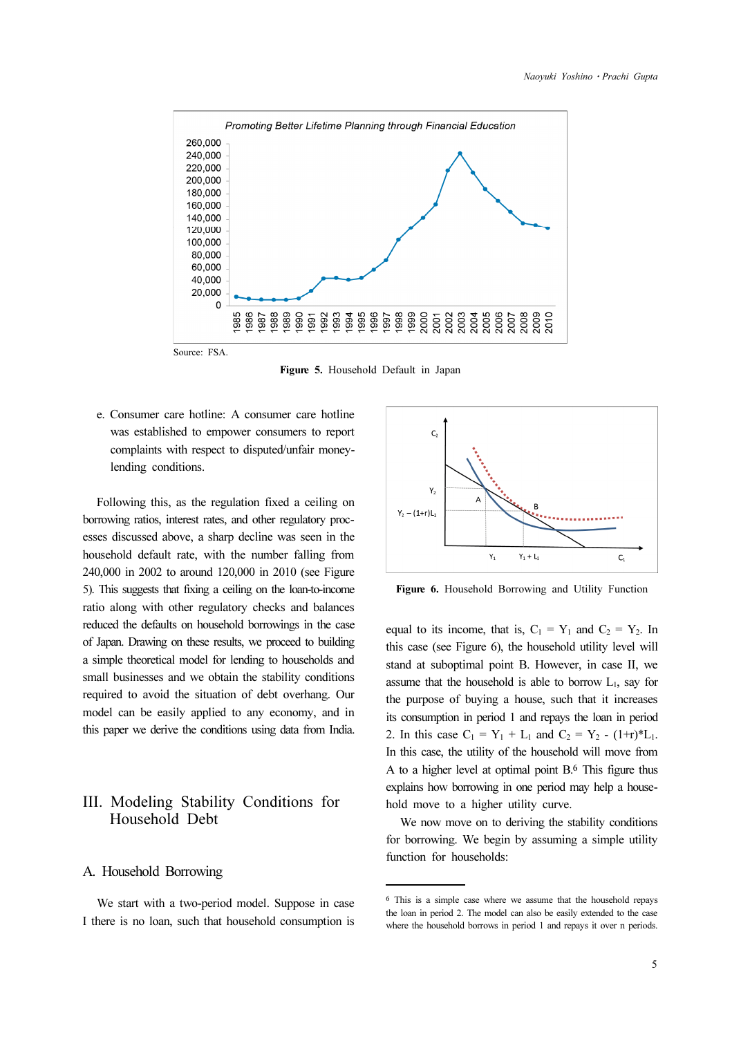Source: FSA.

**Figure 5.** Household Default in Japan

e. Consumer care hotline: A consumer care hotline was established to empower consumers to report complaints with respect to disputed/unfair money-lending conditions.

Following this, as the regulation fixed a ceiling on borrowing ratios, interest rates, and other regulatory processes discussed above, a sharp decline was seen in the household default rate, with the number falling from 240,000 in 2002 to around 120,000 in 2010 (see Figure 5). This suggests that fixing a ceiling on the loan-to-income ratio along with other regulatory checks and balances reduced the defaults on household borrowings in the case of Japan. Drawing on these results, we proceed to building a simple theoretical model for lending to households and small businesses and we obtain the stability conditions required to avoid the situation of debt overhang. Our model can be easily applied to any economy, and in this paper we derive the conditions using data from India.

# III. Modeling Stability Conditions for Household Debt

## A. Household Borrowing

We start with a two-period model. Suppose in case I there is no loan, such that household consumption is equal to its income, that is, $C_1 = Y_1$ and $C_2 = Y_2$. In this case (see Figure 6), the household utility level will stand at suboptimal point B. However, in case II, we assume that the household is able to borrow $L_1$, say for the purpose of buying a house, such that it increases its consumption in period 1 and repays the loan in period 2. In this case $C_1 = Y_1 + L_1$ and $C_2 = Y_2 - (1+r)*L_1$. In this case, the utility of the household will move from A to a higher level at optimal point B.[6] This figure thus explains how borrowing in one period may help a household move to a higher utility curve.

**Figure 6.** Household Borrowing and Utility Function

We now move on to deriving the stability conditions for borrowing. We begin by assuming a simple utility function for households:

[6] This is a simple case where we assume that the household repays the loan in period 2. The model can also be easily extended to the case where the household borrows in period 1 and repays it over n periods.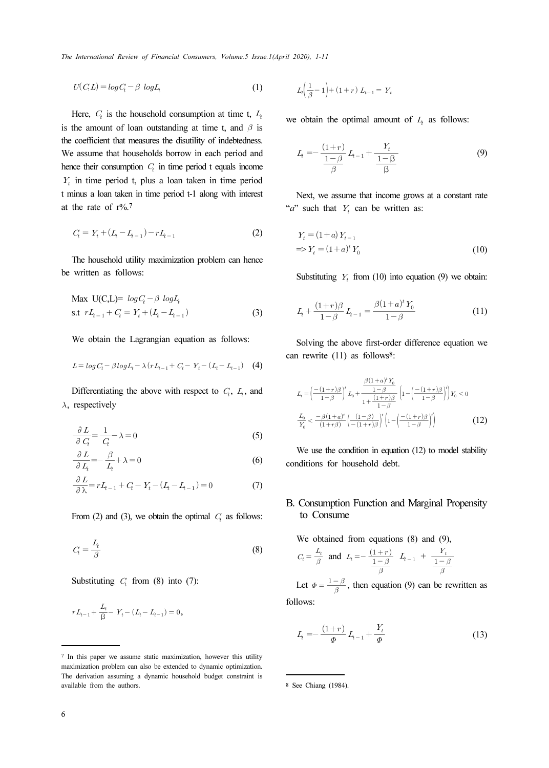$$U(C,L) = \log C_t - \beta \ \log L_t \tag{1}$$

Here, $C_t$ is the household consumption at time t, $L_t$ is the amount of loan outstanding at time t, and $\beta$ is the coefficient that measures the disutility of indebtedness. We assume that households borrow in each period and hence their consumption $C_t$ in time period t equals income $Y_t$ in time period t, plus a loan taken in time period t minus a loan taken in time period t-1 along with interest at the rate of r%.[7]

$$C_t = Y_t + (L_t - L_{t-1}) - rL_{t-1} \tag{2}$$

The household utility maximization problem can hence be written as follows:

$$\begin{aligned} &\text{Max } U(C,L) = \log C_t - \beta \ \log L_t \\ &\text{s.t } rL_{t-1} + C_t = Y_t + (L_t - L_{t-1}) \end{aligned} \tag{3}$$

We obtain the Lagrangian equation as follows:

$$L = \log C_t - \beta \log L_t - \lambda(rL_{t-1} + C_t - Y_t - (L_t - L_{t-1})) \tag{4}$$

Differentiating the above with respect to $C_t$, $L_t$, and $\lambda$, respectively

$$\frac{\partial L}{\partial C_t} = \frac{1}{C_t} - \lambda = 0 \tag{5}$$

$$\frac{\partial L}{\partial L_t} = -\frac{\beta}{L_t} + \lambda = 0 \tag{6}$$

$$\frac{\partial L}{\partial \lambda} = rL_{t-1} + C_t - Y_t - (L_t - L_{t-1}) = 0 \tag{7}$$

From (2) and (3), we obtain the optimal $C_t$ as follows:

$$C_t = \frac{L_t}{\beta} \tag{8}$$

Substituting $C_t$ from (8) into (7):

$$rL_{t-1} + \frac{L_t}{\beta} - Y_t - (L_t - L_{t-1}) = 0,$$

$$L_t\left(\frac{1}{\beta} - 1\right) + (1+r)\, L_{t-1} = Y_t$$

we obtain the optimal amount of $L_t$ as follows:

$$L_t = -\frac{(1+r)}{\frac{1-\beta}{\beta}} L_{t-1} + \frac{Y_t}{\frac{1-\beta}{\beta}} \tag{9}$$

Next, we assume that income grows at a constant rate "$a$" such that $Y_t$ can be written as:

$$\begin{aligned} &Y_t = (1+a)\, Y_{t-1} \\ &\Rightarrow Y_t = (1+a)^t\, Y_0 \end{aligned} \tag{10}$$

Substituting $Y_t$ from (10) into equation (9) we obtain:

$$L_t + \frac{(1+r)\beta}{1-\beta} L_{t-1} = \frac{\beta(1+a)^t\, Y_0}{1-\beta} \tag{11}$$

Solving the above first-order difference equation we can rewrite (11) as follows[8]:

$$L_t = \left(\frac{-(1+r)\beta}{1-\beta}\right)^t L_0 + \frac{\frac{\beta(1+a)^t Y_0}{1-\beta}}{1+\frac{(1+r)\beta}{1-\beta}}\left(1-\left(\frac{-(1+r)\beta}{1-\beta}\right)^t\right) Y_0 < 0$$

$$\frac{L_0}{Y_0} < \frac{-\beta(1+a)^t}{(1+r\beta)}\left(\frac{(1-\beta)}{-(1+r)\beta}\right)^t \left(1-\left(\frac{-(1+r)\beta}{1-\beta}\right)^t\right) \tag{12}$$

We use the condition in equation (12) to model stability conditions for household debt.

## B. Consumption Function and Marginal Propensity to Consume

We obtained from equations (8) and (9), $C_t = \frac{L_t}{\beta}$ and $L_t = -\frac{(1+r)}{\frac{1-\beta}{\beta}} L_{t-1} + \frac{Y_t}{\frac{1-\beta}{\beta}}$

Let $\Phi = \frac{1-\beta}{\beta}$, then equation (9) can be rewritten as follows:

$$L_t = -\frac{(1+r)}{\Phi} L_{t-1} + \frac{Y_t}{\Phi} \tag{13}$$

---

[7] In this paper we assume static maximization, however this utility maximization problem can also be extended to dynamic optimization. The derivation assuming a dynamic household budget constraint is available from the authors.

[8] See Chiang (1984).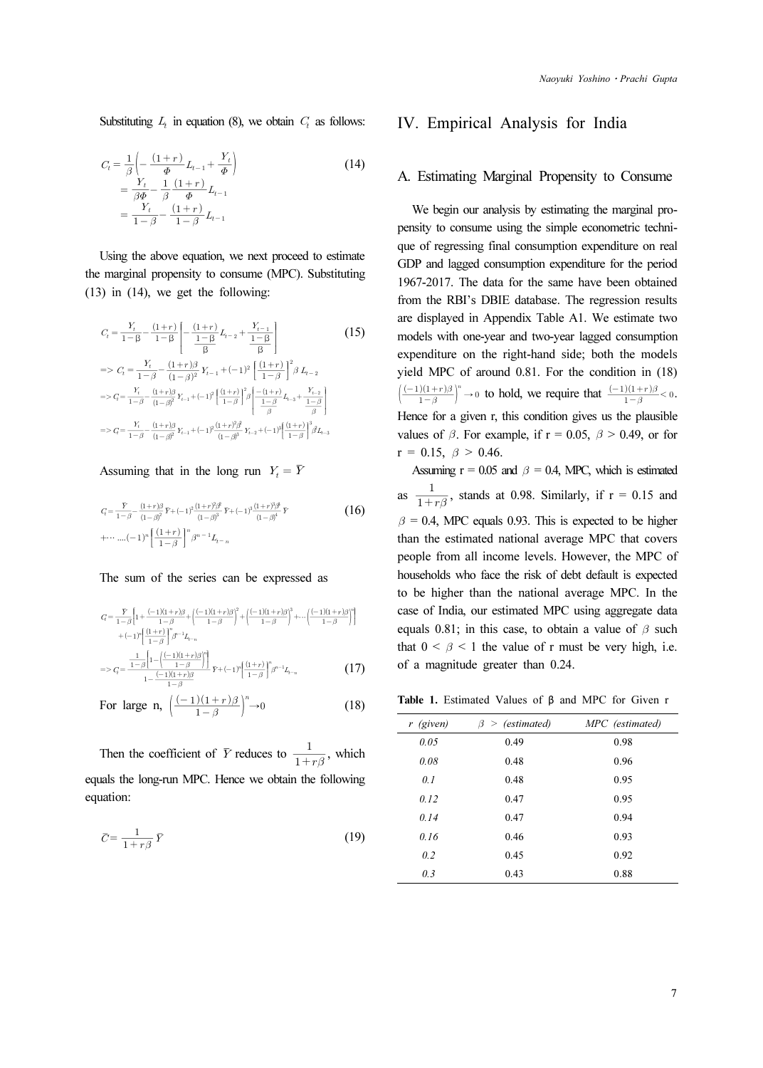Substituting $L_t$ in equation (8), we obtain $C_t$ as follows:

$$C_t = \frac{1}{\beta}\left(-\frac{(1+r)}{\Phi}L_{t-1} + \frac{Y_t}{\Phi}\right) = \frac{Y_t}{\beta\Phi} - \frac{1}{\beta}\frac{(1+r)}{\Phi}L_{t-1} = \frac{Y_t}{1-\beta} - \frac{(1+r)}{1-\beta}L_{t-1} \tag{14}$$

Using the above equation, we next proceed to estimate the marginal propensity to consume (MPC). Substituting (13) in (14), we get the following:

$$C_t = \frac{Y_t}{1-\beta} - \frac{(1+r)}{1-\beta}\left[-\frac{(1+r)}{\frac{1-\beta}{\beta}}L_{t-2} + \frac{Y_{t-1}}{\frac{1-\beta}{\beta}}\right] \tag{15}$$

$$\Rightarrow C_t = \frac{Y_t}{1-\beta} - \frac{(1+r)\beta}{(1-\beta)^2}Y_{t-1} + (-1)^2\left[\frac{(1+r)}{1-\beta}\right]^2 \beta\, L_{t-2}$$

$$\Rightarrow C_t = \frac{Y_t}{1-\beta} - \frac{(1+r)\beta}{(1-\beta)^2}Y_{t-1} + (-1)^2\left[\frac{(1+r)}{1-\beta}\right]^2 \beta \left[\frac{-(1+r)}{\frac{1-\beta}{\beta}}L_{t-3} + \frac{Y_{t-2}}{\frac{1-\beta}{\beta}}\right]$$

$$\Rightarrow C_t = \frac{Y_t}{1-\beta} - \frac{(1+r)\beta}{(1-\beta)^2}Y_{t-1} + (-1)^2\frac{(1+r)^2\beta^2}{(1-\beta)^3}Y_{t-2} + (-1)^3\left[\frac{(1+r)}{1-\beta}\right]^3 \beta^2 L_{t-3}$$

Assuming that in the long run $Y_t = \bar{Y}$

$$C_t = \frac{\bar{Y}}{1-\beta} - \frac{(1+r)\beta}{(1-\beta)^2}\bar{Y} + (-1)^2\frac{(1+r)^2\beta^2}{(1-\beta)^3}\bar{Y} + (-1)^3\frac{(1+r)^3\beta^3}{(1-\beta)^4}\bar{Y} + \cdots \ldots (-1)^n\left[\frac{(1+r)}{1-\beta}\right]^n \beta^{n-1}L_{t-n} \tag{16}$$

The sum of the series can be expressed as

$$C_t = \frac{\bar{Y}}{1-\beta}\left[1 + \frac{(-1)(1+r)\beta}{1-\beta} + \left(\frac{(-1)(1+r)\beta}{1-\beta}\right)^2 + \left(\frac{(-1)(1+r)\beta}{1-\beta}\right)^3 + \cdots \left(\frac{(-1)(1+r)\beta}{1-\beta}\right)^n\right] + (-1)^n\left[\frac{(1+r)}{1-\beta}\right]^n \beta^{n-1}L_{t-n}$$

$$\Rightarrow C_t = \frac{\frac{1}{1-\beta}\left[1 - \left(\frac{(-1)(1+r)\beta}{1-\beta}\right)^n\right]}{1 - \frac{(-1)(1+r)\beta}{1-\beta}}\bar{Y} + (-1)^n\left[\frac{(1+r)}{1-\beta}\right]^n \beta^{n-1}L_{t-n} \tag{17}$$

For large n, $$\left(\frac{(-1)(1+r)\beta}{1-\beta}\right)^n \rightarrow 0 \tag{18}$$

Then the coefficient of $\bar{Y}$ reduces to $\frac{1}{1+r\beta}$, which equals the long-run MPC. Hence we obtain the following equation:

$$\bar{C} = \frac{1}{1+r\beta}\bar{Y} \tag{19}$$

# IV. Empirical Analysis for India

## A. Estimating Marginal Propensity to Consume

We begin our analysis by estimating the marginal propensity to consume using the simple econometric technique of regressing final consumption expenditure on real GDP and lagged consumption expenditure for the period 1967-2017. The data for the same have been obtained from the RBI's DBIE database. The regression results are displayed in Appendix Table A1. We estimate two models with one-year and two-year lagged consumption expenditure on the right-hand side; both the models yield MPC of around 0.81. For the condition in (18) $\left(\frac{(-1)(1+r)\beta}{1-\beta}\right)^n \rightarrow 0$ to hold, we require that $\frac{(-1)(1+r)\beta}{1-\beta} < 0$. Hence for a given r, this condition gives us the plausible values of $\beta$. For example, if r = 0.05, $\beta$ > 0.49, or for r = 0.15, $\beta$ > 0.46.

Assuming r = 0.05 and $\beta$ = 0.4, MPC, which is estimated as $\frac{1}{1+r\beta}$, stands at 0.98. Similarly, if r = 0.15 and $\beta$ = 0.4, MPC equals 0.93. This is expected to be higher than the estimated national average MPC that covers people from all income levels. However, the MPC of households who face the risk of debt default is expected to be higher than the national average MPC. In the case of India, our estimated MPC using aggregate data equals 0.81; in this case, to obtain a value of $\beta$ such that 0 < $\beta$ < 1 the value of r must be very high, i.e. of a magnitude greater than 0.24.

**Table 1.** Estimated Values of β and MPC for Given r

| *r (given)* | *β > (estimated)* | *MPC (estimated)* |
|---|---|---|
| *0.05* | 0.49 | 0.98 |
| *0.08* | 0.48 | 0.96 |
| *0.1* | 0.48 | 0.95 |
| *0.12* | 0.47 | 0.95 |
| *0.14* | 0.47 | 0.94 |
| *0.16* | 0.46 | 0.93 |
| *0.2* | 0.45 | 0.92 |
| *0.3* | 0.43 | 0.88 |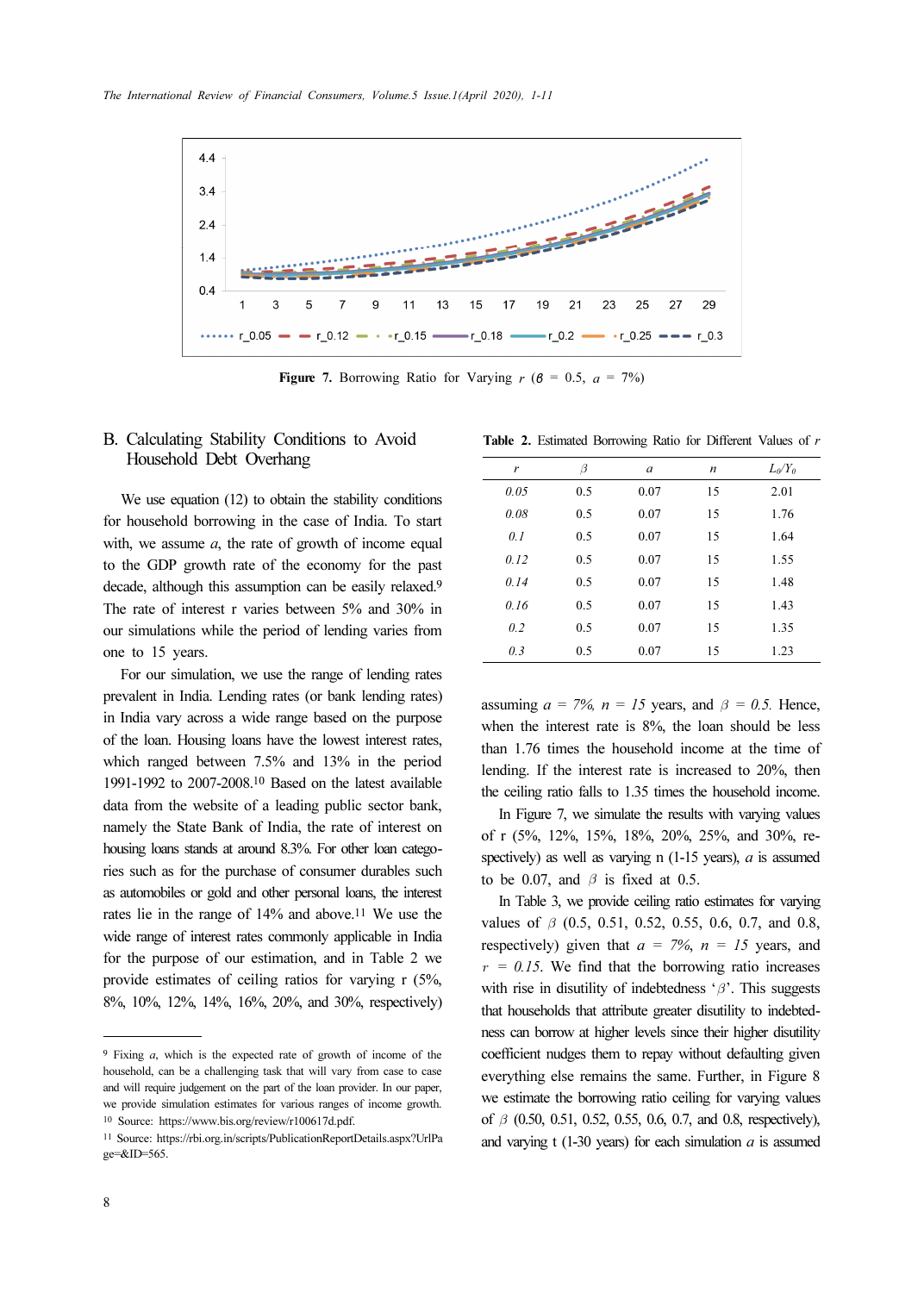Figure 7. Borrowing Ratio for Varying $r$ ($\beta$ = 0.5, $a$ = 7%)

## B. Calculating Stability Conditions to Avoid Household Debt Overhang

We use equation (12) to obtain the stability conditions for household borrowing in the case of India. To start with, we assume $a$, the rate of growth of income equal to the GDP growth rate of the economy for the past decade, although this assumption can be easily relaxed.[9] The rate of interest r varies between 5% and 30% in our simulations while the period of lending varies from one to 15 years.

For our simulation, we use the range of lending rates prevalent in India. Lending rates (or bank lending rates) in India vary across a wide range based on the purpose of the loan. Housing loans have the lowest interest rates, which ranged between 7.5% and 13% in the period 1991-1992 to 2007-2008.[10] Based on the latest available data from the website of a leading public sector bank, namely the State Bank of India, the rate of interest on housing loans stands at around 8.3%. For other loan categories such as for the purchase of consumer durables such as automobiles or gold and other personal loans, the interest rates lie in the range of 14% and above.[11] We use the wide range of interest rates commonly applicable in India for the purpose of our estimation, and in Table 2 we provide estimates of ceiling ratios for varying r (5%, 8%, 10%, 12%, 14%, 16%, 20%, and 30%, respectively) assuming $a$ = 7%, $n$ = 15 years, and $\beta$ = 0.5. Hence, when the interest rate is 8%, the loan should be less than 1.76 times the household income at the time of lending. If the interest rate is increased to 20%, then the ceiling ratio falls to 1.35 times the household income.

**Table 2.** Estimated Borrowing Ratio for Different Values of $r$

| $r$ | $\beta$ | $a$ | $n$ | $L_0/Y_0$ |
|---|---|---|---|---|
| *0.05* | 0.5 | 0.07 | 15 | 2.01 |
| *0.08* | 0.5 | 0.07 | 15 | 1.76 |
| *0.1* | 0.5 | 0.07 | 15 | 1.64 |
| *0.12* | 0.5 | 0.07 | 15 | 1.55 |
| *0.14* | 0.5 | 0.07 | 15 | 1.48 |
| *0.16* | 0.5 | 0.07 | 15 | 1.43 |
| *0.2* | 0.5 | 0.07 | 15 | 1.35 |
| *0.3* | 0.5 | 0.07 | 15 | 1.23 |

In Figure 7, we simulate the results with varying values of r (5%, 12%, 15%, 18%, 20%, 25%, and 30%, respectively) as well as varying n (1-15 years), $a$ is assumed to be 0.07, and $\beta$ is fixed at 0.5.

In Table 3, we provide ceiling ratio estimates for varying values of $\beta$ (0.5, 0.51, 0.52, 0.55, 0.6, 0.7, and 0.8, respectively) given that $a$ = 7%, $n$ = 15 years, and $r$ = 0.15. We find that the borrowing ratio increases with rise in disutility of indebtedness '$\beta$'. This suggests that households that attribute greater disutility to indebtedness can borrow at higher levels since their higher disutility coefficient nudges them to repay without defaulting given everything else remains the same. Further, in Figure 8 we estimate the borrowing ratio ceiling for varying values of $\beta$ (0.50, 0.51, 0.52, 0.55, 0.6, 0.7, and 0.8, respectively), and varying t (1-30 years) for each simulation $a$ is assumed

---

[9] Fixing $a$, which is the expected rate of growth of income of the household, can be a challenging task that will vary from case to case and will require judgement on the part of the loan provider. In our paper, we provide simulation estimates for various ranges of income growth.

[10] Source: https://www.bis.org/review/r100617d.pdf.

[11] Source: https://rbi.org.in/scripts/PublicationReportDetails.aspx?UrlPage=&ID=565.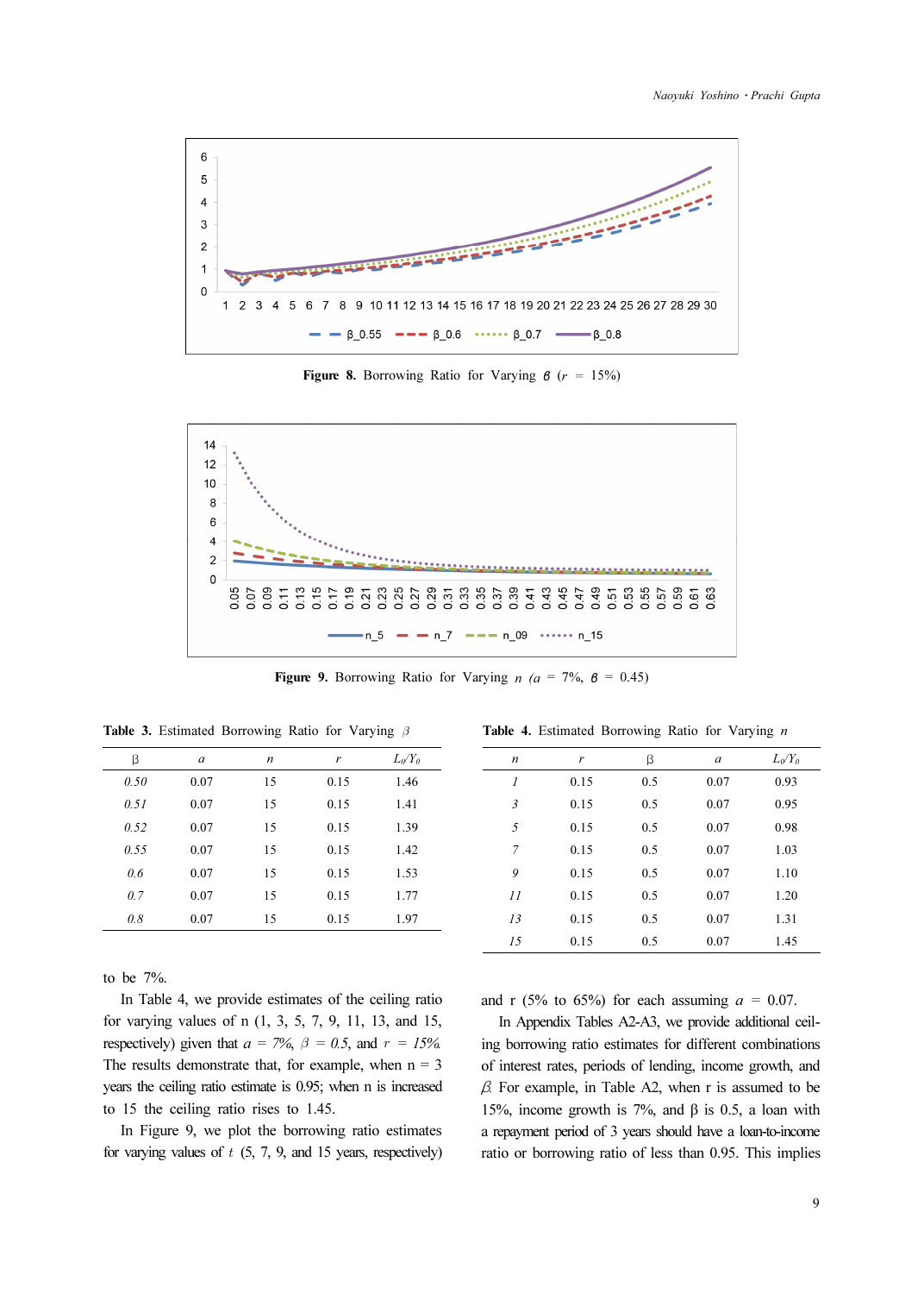**Figure 8.** Borrowing Ratio for Varying β ($r$ = 15%)

**Figure 9.** Borrowing Ratio for Varying $n$ ($a$ = 7%, β = 0.45)

**Table 3.** Estimated Borrowing Ratio for Varying β

| β | a | n | r | $L_0/Y_0$ |
|---|---|---|---|---|
| *0.50* | 0.07 | 15 | 0.15 | 1.46 |
| *0.51* | 0.07 | 15 | 0.15 | 1.41 |
| *0.52* | 0.07 | 15 | 0.15 | 1.39 |
| *0.55* | 0.07 | 15 | 0.15 | 1.42 |
| *0.6* | 0.07 | 15 | 0.15 | 1.53 |
| *0.7* | 0.07 | 15 | 0.15 | 1.77 |
| *0.8* | 0.07 | 15 | 0.15 | 1.97 |

**Table 4.** Estimated Borrowing Ratio for Varying $n$

| n | r | β | a | $L_0/Y_0$ |
|---|---|---|---|---|
| *1* | 0.15 | 0.5 | 0.07 | 0.93 |
| *3* | 0.15 | 0.5 | 0.07 | 0.95 |
| *5* | 0.15 | 0.5 | 0.07 | 0.98 |
| *7* | 0.15 | 0.5 | 0.07 | 1.03 |
| *9* | 0.15 | 0.5 | 0.07 | 1.10 |
| *11* | 0.15 | 0.5 | 0.07 | 1.20 |
| *13* | 0.15 | 0.5 | 0.07 | 1.31 |
| *15* | 0.15 | 0.5 | 0.07 | 1.45 |

to be 7%.

In Table 4, we provide estimates of the ceiling ratio for varying values of n (1, 3, 5, 7, 9, 11, 13, and 15, respectively) given that $a$ = 7%, β = 0.5, and $r$ = 15%. The results demonstrate that, for example, when n = 3 years the ceiling ratio estimate is 0.95; when n is increased to 15 the ceiling ratio rises to 1.45.

In Figure 9, we plot the borrowing ratio estimates for varying values of $t$ (5, 7, 9, and 15 years, respectively) and r (5% to 65%) for each assuming $a$ = 0.07.

In Appendix Tables A2-A3, we provide additional ceiling borrowing ratio estimates for different combinations of interest rates, periods of lending, income growth, and β. For example, in Table A2, when r is assumed to be 15%, income growth is 7%, and β is 0.5, a loan with a repayment period of 3 years should have a loan-to-income ratio or borrowing ratio of less than 0.95. This implies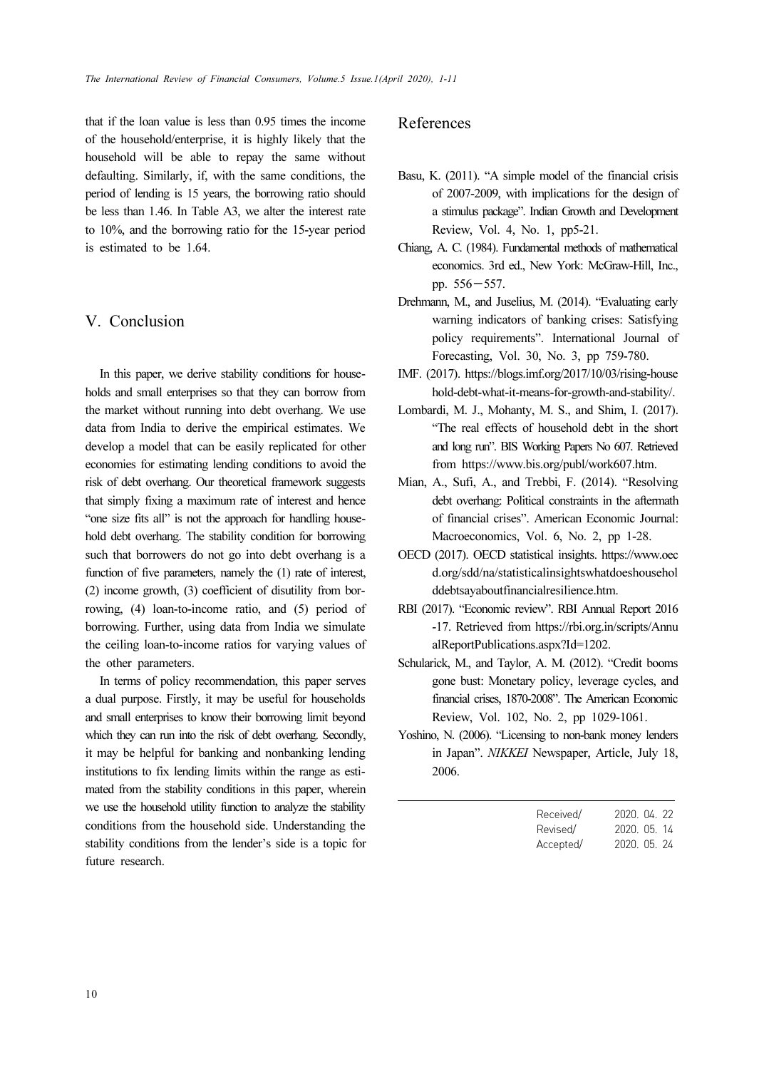that if the loan value is less than 0.95 times the income of the household/enterprise, it is highly likely that the household will be able to repay the same without defaulting. Similarly, if, with the same conditions, the period of lending is 15 years, the borrowing ratio should be less than 1.46. In Table A3, we alter the interest rate to 10%, and the borrowing ratio for the 15-year period is estimated to be 1.64.

## V. Conclusion

In this paper, we derive stability conditions for households and small enterprises so that they can borrow from the market without running into debt overhang. We use data from India to derive the empirical estimates. We develop a model that can be easily replicated for other economies for estimating lending conditions to avoid the risk of debt overhang. Our theoretical framework suggests that simply fixing a maximum rate of interest and hence "one size fits all" is not the approach for handling household debt overhang. The stability condition for borrowing such that borrowers do not go into debt overhang is a function of five parameters, namely the (1) rate of interest, (2) income growth, (3) coefficient of disutility from borrowing, (4) loan-to-income ratio, and (5) period of borrowing. Further, using data from India we simulate the ceiling loan-to-income ratios for varying values of the other parameters.

In terms of policy recommendation, this paper serves a dual purpose. Firstly, it may be useful for households and small enterprises to know their borrowing limit beyond which they can run into the risk of debt overhang. Secondly, it may be helpful for banking and nonbanking lending institutions to fix lending limits within the range as estimated from the stability conditions in this paper, wherein we use the household utility function to analyze the stability conditions from the household side. Understanding the stability conditions from the lender's side is a topic for future research.

## References

Basu, K. (2011). "A simple model of the financial crisis of 2007-2009, with implications for the design of a stimulus package". Indian Growth and Development Review, Vol. 4, No. 1, pp5-21.

Chiang, A. C. (1984). Fundamental methods of mathematical economics. 3rd ed., New York: McGraw-Hill, Inc., pp. 556－557.

Drehmann, M., and Juselius, M. (2014). "Evaluating early warning indicators of banking crises: Satisfying policy requirements". International Journal of Forecasting, Vol. 30, No. 3, pp 759-780.

IMF. (2017). https://blogs.imf.org/2017/10/03/rising-household-debt-what-it-means-for-growth-and-stability/.

Lombardi, M. J., Mohanty, M. S., and Shim, I. (2017). "The real effects of household debt in the short and long run". BIS Working Papers No 607. Retrieved from https://www.bis.org/publ/work607.htm.

Mian, A., Sufi, A., and Trebbi, F. (2014). "Resolving debt overhang: Political constraints in the aftermath of financial crises". American Economic Journal: Macroeconomics, Vol. 6, No. 2, pp 1-28.

OECD (2017). OECD statistical insights. https://www.oecd.org/sdd/na/statisticalinsightswhatdoeshouseholddebtsayaboutfinancialresilience.htm.

RBI (2017). "Economic review". RBI Annual Report 2016-17. Retrieved from https://rbi.org.in/scripts/AnnualReportPublications.aspx?Id=1202.

Schularick, M., and Taylor, A. M. (2012). "Credit booms gone bust: Monetary policy, leverage cycles, and financial crises, 1870-2008". The American Economic Review, Vol. 102, No. 2, pp 1029-1061.

Yoshino, N. (2006). "Licensing to non-bank money lenders in Japan". *NIKKEI* Newspaper, Article, July 18, 2006.

Received/ 2020. 04. 22
Revised/ 2020. 05. 14
Accepted/ 2020. 05. 24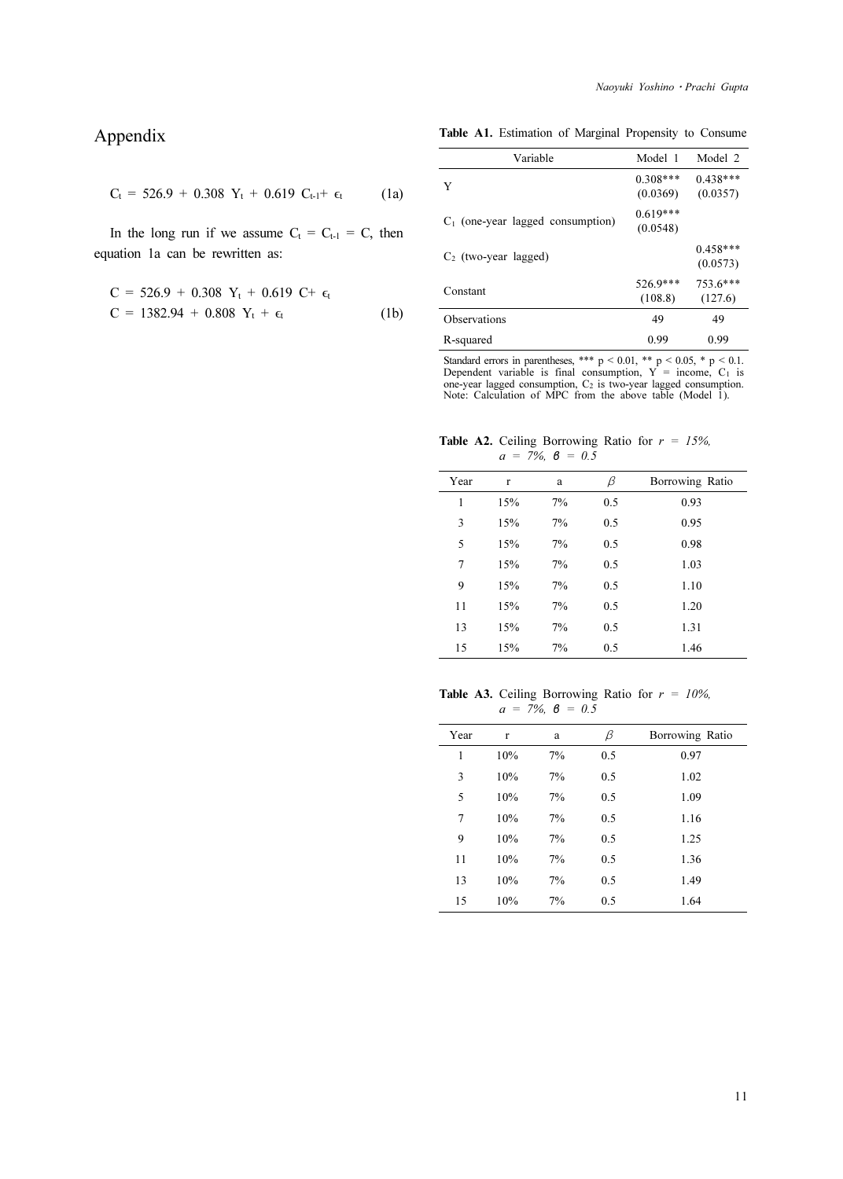# Appendix

$$C_t = 526.9 + 0.308 \ Y_t + 0.619 \ C_{t-1} + \epsilon_t \qquad (1a)$$

In the long run if we assume $C_t = C_{t-1} = C$, then equation 1a can be rewritten as:

$$C = 526.9 + 0.308 \ Y_t + 0.619 \ C + \epsilon_t$$

$$C = 1382.94 + 0.808 \ Y_t + \epsilon_t \qquad (1b)$$

**Table A1.** Estimation of Marginal Propensity to Consume

| Variable | Model 1 | Model 2 |
|---|---|---|
| Y | 0.308*** (0.0369) | 0.438*** (0.0357) |
| $C_1$ (one-year lagged consumption) | 0.619*** (0.0548) | |
| $C_2$ (two-year lagged) | | 0.458*** (0.0573) |
| Constant | 526.9*** (108.8) | 753.6*** (127.6) |
| Observations | 49 | 49 |
| R-squared | 0.99 | 0.99 |

Standard errors in parentheses. *** $p < 0.01$, ** $p < 0.05$, * $p < 0.1$. Dependent variable is final consumption, Y = income, $C_1$ is one-year lagged consumption, $C_2$ is two-year lagged consumption. Note: Calculation of MPC from the above table (Model 1).

**Table A2.** Ceiling Borrowing Ratio for $r = 15\%$, $a = 7\%$, $\beta = 0.5$

| Year | r | a | $\beta$ | Borrowing Ratio |
|---|---|---|---|---|
| 1 | 15% | 7% | 0.5 | 0.93 |
| 3 | 15% | 7% | 0.5 | 0.95 |
| 5 | 15% | 7% | 0.5 | 0.98 |
| 7 | 15% | 7% | 0.5 | 1.03 |
| 9 | 15% | 7% | 0.5 | 1.10 |
| 11 | 15% | 7% | 0.5 | 1.20 |
| 13 | 15% | 7% | 0.5 | 1.31 |
| 15 | 15% | 7% | 0.5 | 1.46 |

**Table A3.** Ceiling Borrowing Ratio for $r = 10\%$, $a = 7\%$, $\beta = 0.5$

| Year | r | a | $\beta$ | Borrowing Ratio |
|---|---|---|---|---|
| 1 | 10% | 7% | 0.5 | 0.97 |
| 3 | 10% | 7% | 0.5 | 1.02 |
| 5 | 10% | 7% | 0.5 | 1.09 |
| 7 | 10% | 7% | 0.5 | 1.16 |
| 9 | 10% | 7% | 0.5 | 1.25 |
| 11 | 10% | 7% | 0.5 | 1.36 |
| 13 | 10% | 7% | 0.5 | 1.49 |
| 15 | 10% | 7% | 0.5 | 1.64 |